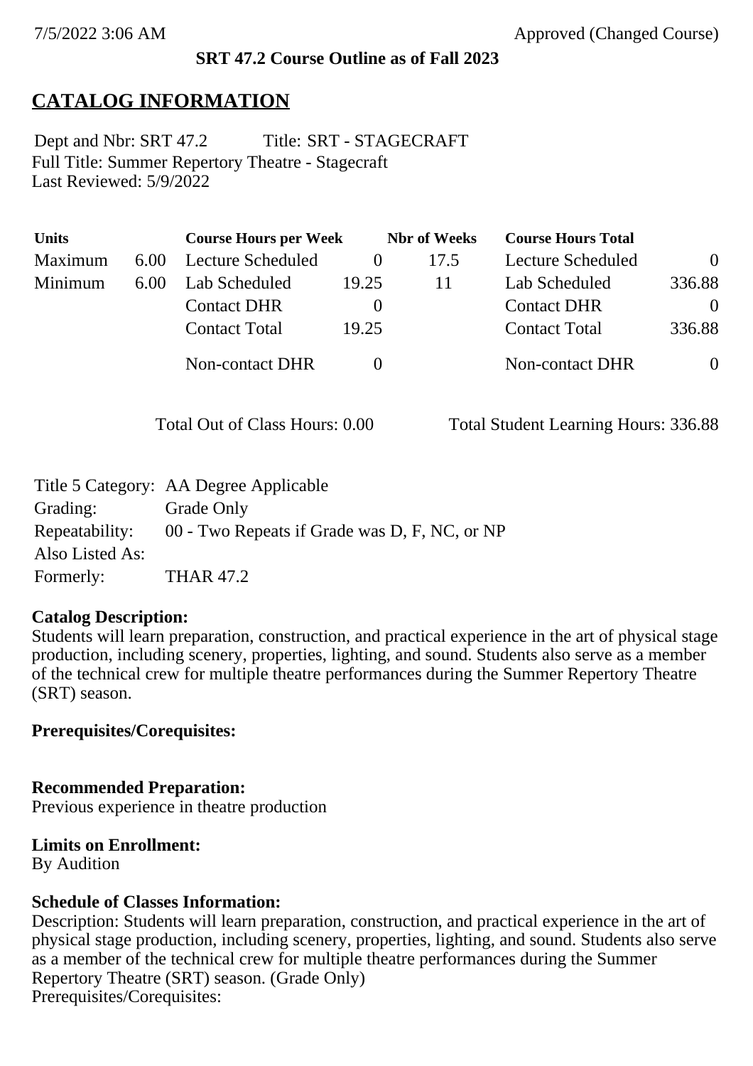7/5/2022 3:06 AM Approved (Changed Course)

**SRT 47.2 Course Outline as of Fall 2023**

# CATALOG INFORMATION

Dept and Nbr: SRT 47.2 Title: SRT - STAGECRAFT
Full Title: Summer Repertory Theatre - Stagecraft
Last Reviewed: 5/9/2022

| Units | | Course Hours per Week | | Nbr of Weeks | Course Hours Total | |
|---|---|---|---|---|---|---|
| Maximum | 6.00 | Lecture Scheduled | 0 | 17.5 | Lecture Scheduled | 0 |
| Minimum | 6.00 | Lab Scheduled | 19.25 | 11 | Lab Scheduled | 336.88 |
| | | Contact DHR | 0 | | Contact DHR | 0 |
| | | Contact Total | 19.25 | | Contact Total | 336.88 |
| | | Non-contact DHR | 0 | | Non-contact DHR | 0 |

Total Out of Class Hours: 0.00 Total Student Learning Hours: 336.88

| | |
|---|---|
| Title 5 Category: | AA Degree Applicable |
| Grading: | Grade Only |
| Repeatability: | 00 - Two Repeats if Grade was D, F, NC, or NP |
| Also Listed As: | |
| Formerly: | THAR 47.2 |

**Catalog Description:**
Students will learn preparation, construction, and practical experience in the art of physical stage production, including scenery, properties, lighting, and sound. Students also serve as a member of the technical crew for multiple theatre performances during the Summer Repertory Theatre (SRT) season.

**Prerequisites/Corequisites:**

**Recommended Preparation:**
Previous experience in theatre production

**Limits on Enrollment:**
By Audition

**Schedule of Classes Information:**
Description: Students will learn preparation, construction, and practical experience in the art of physical stage production, including scenery, properties, lighting, and sound. Students also serve as a member of the technical crew for multiple theatre performances during the Summer Repertory Theatre (SRT) season. (Grade Only)
Prerequisites/Corequisites: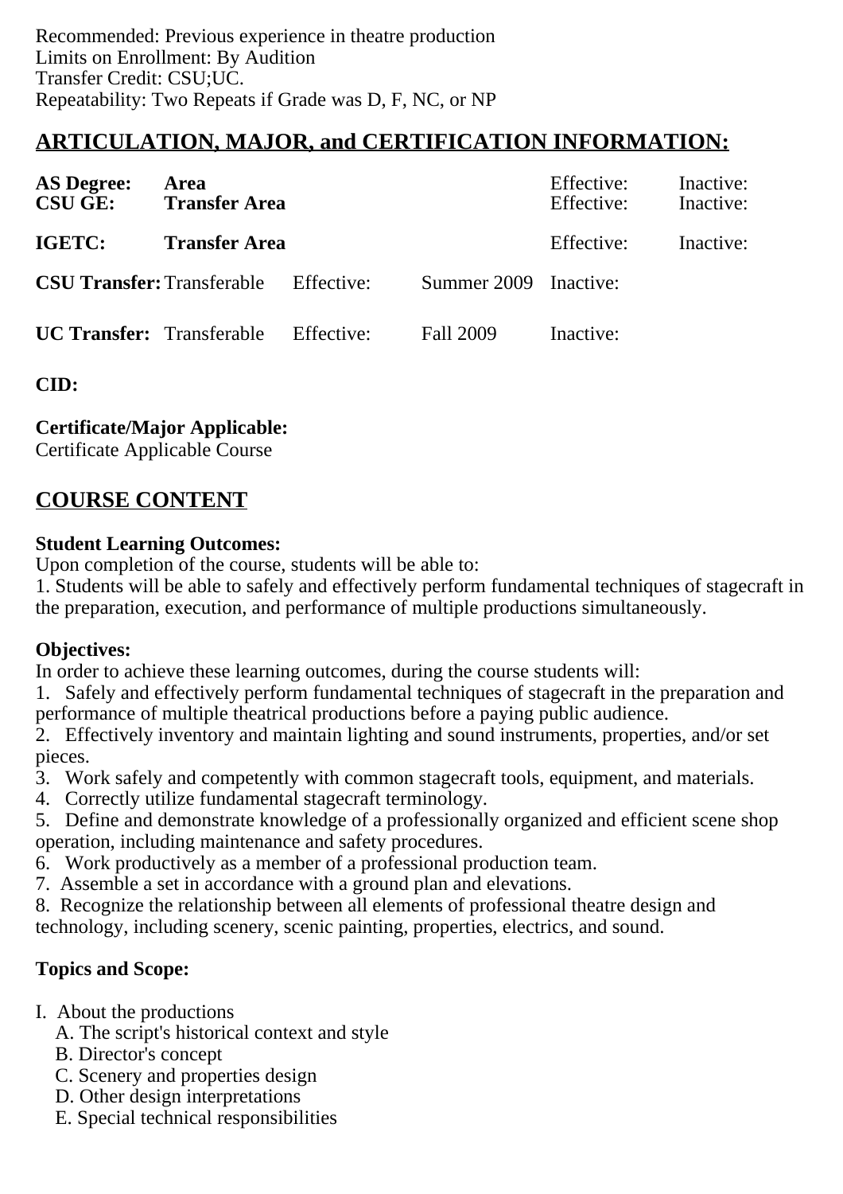Recommended: Previous experience in theatre production
Limits on Enrollment: By Audition
Transfer Credit: CSU;UC.
Repeatability: Two Repeats if Grade was D, F, NC, or NP

## ARTICULATION, MAJOR, and CERTIFICATION INFORMATION:

| | | | | | |
|---|---|---|---|---|---|
| **AS Degree:** | **Area** | | | Effective: | Inactive: |
| **CSU GE:** | **Transfer Area** | | | Effective: | Inactive: |
| **IGETC:** | **Transfer Area** | | | Effective: | Inactive: |
| **CSU Transfer:** | Transferable | Effective: | Summer 2009 | Inactive: | |
| **UC Transfer:** | Transferable | Effective: | Fall 2009 | Inactive: | |

**CID:**

**Certificate/Major Applicable:**
Certificate Applicable Course

## COURSE CONTENT

**Student Learning Outcomes:**
Upon completion of the course, students will be able to:
1. Students will be able to safely and effectively perform fundamental techniques of stagecraft in the preparation, execution, and performance of multiple productions simultaneously.

**Objectives:**
In order to achieve these learning outcomes, during the course students will:
1. Safely and effectively perform fundamental techniques of stagecraft in the preparation and performance of multiple theatrical productions before a paying public audience.
2. Effectively inventory and maintain lighting and sound instruments, properties, and/or set pieces.
3. Work safely and competently with common stagecraft tools, equipment, and materials.
4. Correctly utilize fundamental stagecraft terminology.
5. Define and demonstrate knowledge of a professionally organized and efficient scene shop operation, including maintenance and safety procedures.
6. Work productively as a member of a professional production team.
7. Assemble a set in accordance with a ground plan and elevations.
8. Recognize the relationship between all elements of professional theatre design and technology, including scenery, scenic painting, properties, electrics, and sound.

**Topics and Scope:**

I. About the productions
   A. The script's historical context and style
   B. Director's concept
   C. Scenery and properties design
   D. Other design interpretations
   E. Special technical responsibilities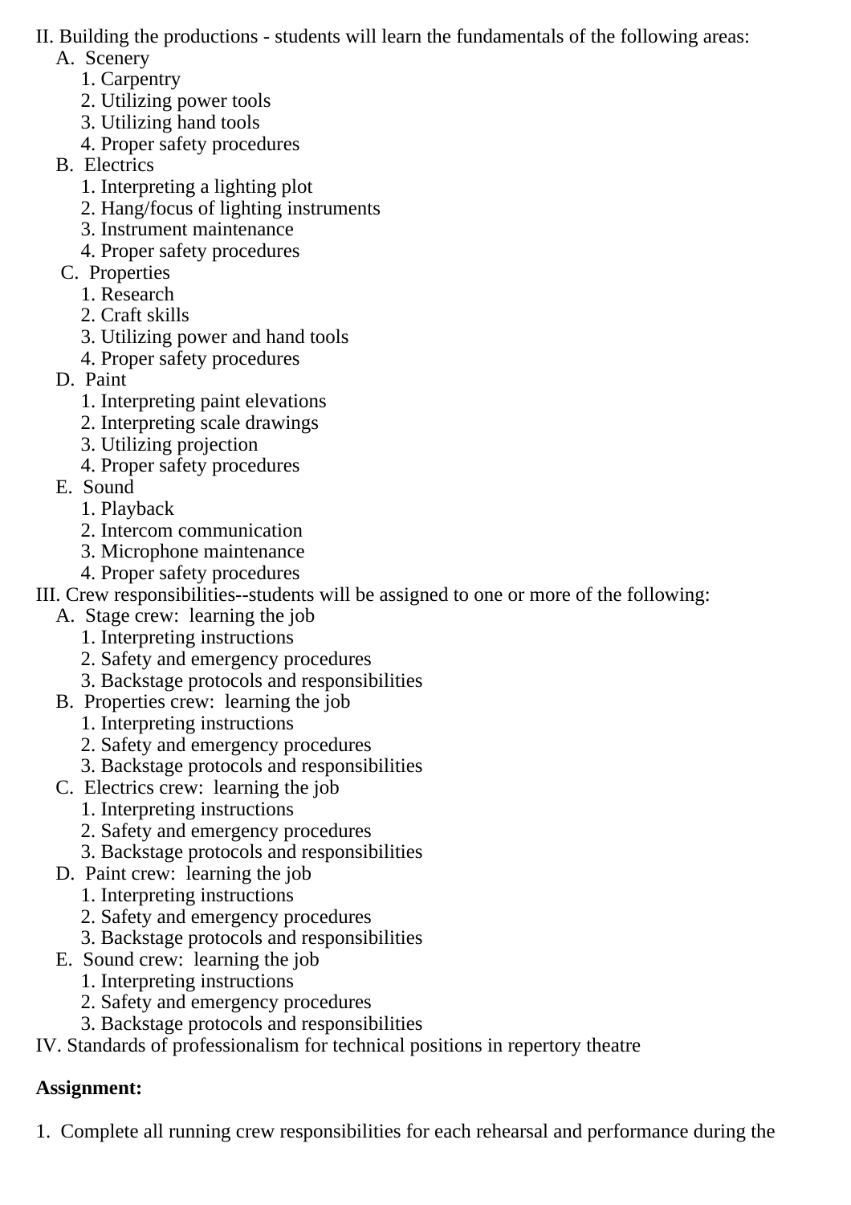II. Building the productions - students will learn the fundamentals of the following areas:

- A. Scenery
  1. Carpentry
  2. Utilizing power tools
  3. Utilizing hand tools
  4. Proper safety procedures
- B. Electrics
  1. Interpreting a lighting plot
  2. Hang/focus of lighting instruments
  3. Instrument maintenance
  4. Proper safety procedures
- C. Properties
  1. Research
  2. Craft skills
  3. Utilizing power and hand tools
  4. Proper safety procedures
- D. Paint
  1. Interpreting paint elevations
  2. Interpreting scale drawings
  3. Utilizing projection
  4. Proper safety procedures
- E. Sound
  1. Playback
  2. Intercom communication
  3. Microphone maintenance
  4. Proper safety procedures

III. Crew responsibilities--students will be assigned to one or more of the following:

- A. Stage crew: learning the job
  1. Interpreting instructions
  2. Safety and emergency procedures
  3. Backstage protocols and responsibilities
- B. Properties crew: learning the job
  1. Interpreting instructions
  2. Safety and emergency procedures
  3. Backstage protocols and responsibilities
- C. Electrics crew: learning the job
  1. Interpreting instructions
  2. Safety and emergency procedures
  3. Backstage protocols and responsibilities
- D. Paint crew: learning the job
  1. Interpreting instructions
  2. Safety and emergency procedures
  3. Backstage protocols and responsibilities
- E. Sound crew: learning the job
  1. Interpreting instructions
  2. Safety and emergency procedures
  3. Backstage protocols and responsibilities

IV. Standards of professionalism for technical positions in repertory theatre

**Assignment:**

1. Complete all running crew responsibilities for each rehearsal and performance during the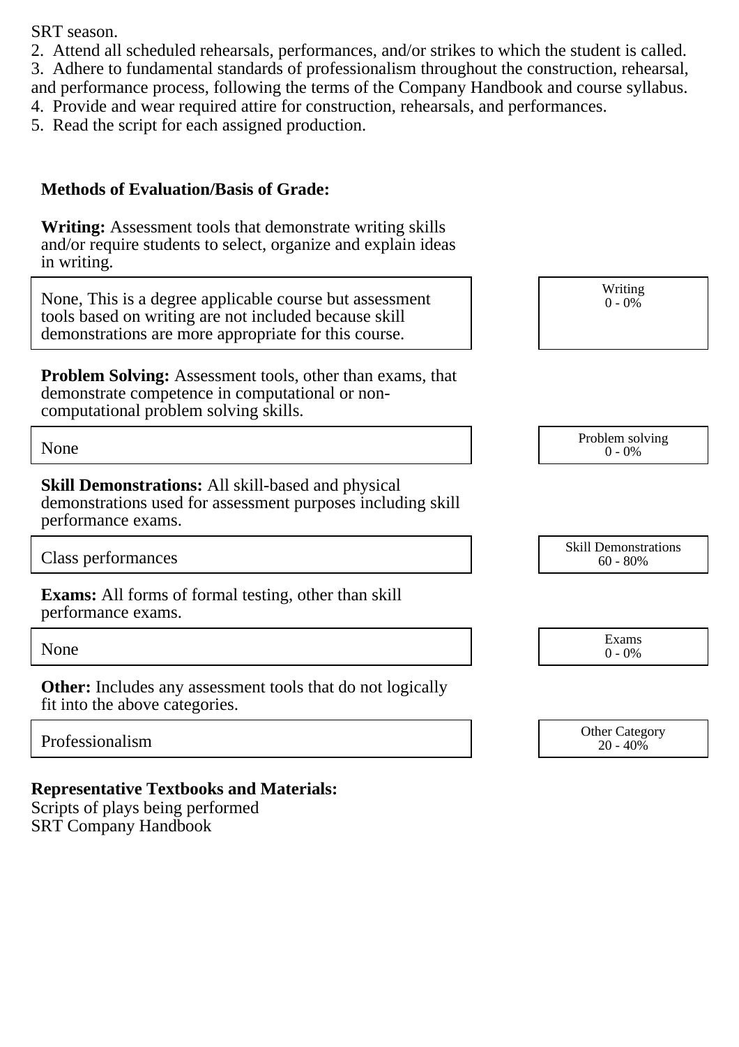SRT season.
2. Attend all scheduled rehearsals, performances, and/or strikes to which the student is called.
3. Adhere to fundamental standards of professionalism throughout the construction, rehearsal, and performance process, following the terms of the Company Handbook and course syllabus.
4. Provide and wear required attire for construction, rehearsals, and performances.
5. Read the script for each assigned production.

**Methods of Evaluation/Basis of Grade:**

**Writing:** Assessment tools that demonstrate writing skills and/or require students to select, organize and explain ideas in writing.

| | |
|---|---|
| None, This is a degree applicable course but assessment tools based on writing are not included because skill demonstrations are more appropriate for this course. | Writing 0 - 0% |

**Problem Solving:** Assessment tools, other than exams, that demonstrate competence in computational or non-computational problem solving skills.

| | |
|---|---|
| None | Problem solving 0 - 0% |

**Skill Demonstrations:** All skill-based and physical demonstrations used for assessment purposes including skill performance exams.

| | |
|---|---|
| Class performances | Skill Demonstrations 60 - 80% |

**Exams:** All forms of formal testing, other than skill performance exams.

| | |
|---|---|
| None | Exams 0 - 0% |

**Other:** Includes any assessment tools that do not logically fit into the above categories.

| | |
|---|---|
| Professionalism | Other Category 20 - 40% |

**Representative Textbooks and Materials:**
Scripts of plays being performed
SRT Company Handbook